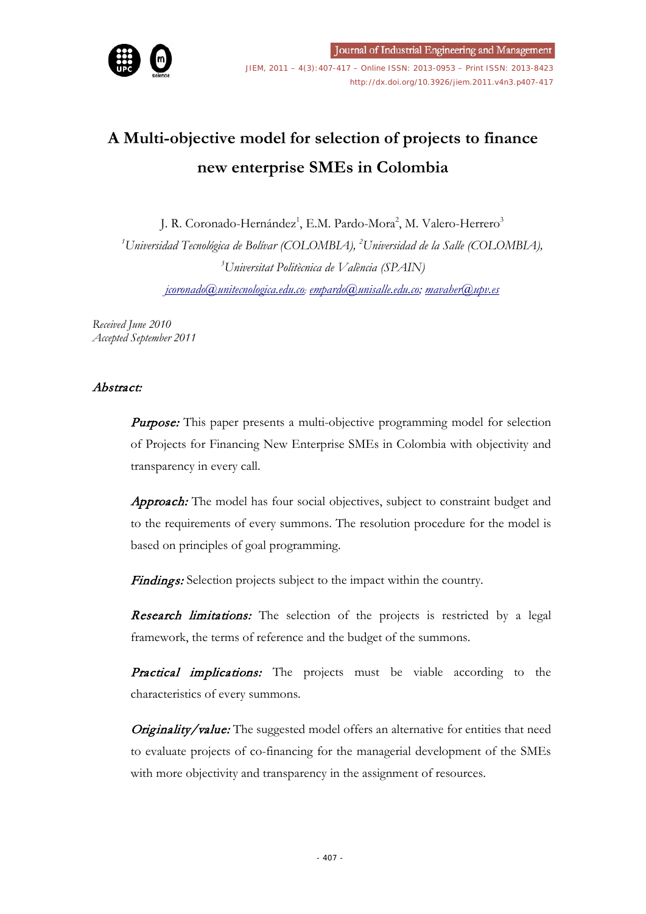# A Multi-objective model for selection of projects to finance new enterprise SMEs in Colombia

J. R. Coronado-Hernández[1], E.M. Pardo-Mora[2], M. Valero-Herrero[3]

[1]*Universidad Tecnológica de Bolívar (COLOMBIA),* [2]*Universidad de la Salle (COLOMBIA),* [3]*Universitat Politècnica de València (SPAIN)*

jcoronado@unitecnologica.edu.co; empardo@unisalle.edu.co; mavaher@upv.es

*Received June 2010*
*Accepted September 2011*

## *Abstract:*

***Purpose:*** This paper presents a multi-objective programming model for selection of Projects for Financing New Enterprise SMEs in Colombia with objectivity and transparency in every call.

***Approach:*** The model has four social objectives, subject to constraint budget and to the requirements of every summons. The resolution procedure for the model is based on principles of goal programming.

***Findings:*** Selection projects subject to the impact within the country.

***Research limitations:*** The selection of the projects is restricted by a legal framework, the terms of reference and the budget of the summons.

***Practical implications:*** The projects must be viable according to the characteristics of every summons.

***Originality/value:*** The suggested model offers an alternative for entities that need to evaluate projects of co-financing for the managerial development of the SMEs with more objectivity and transparency in the assignment of resources.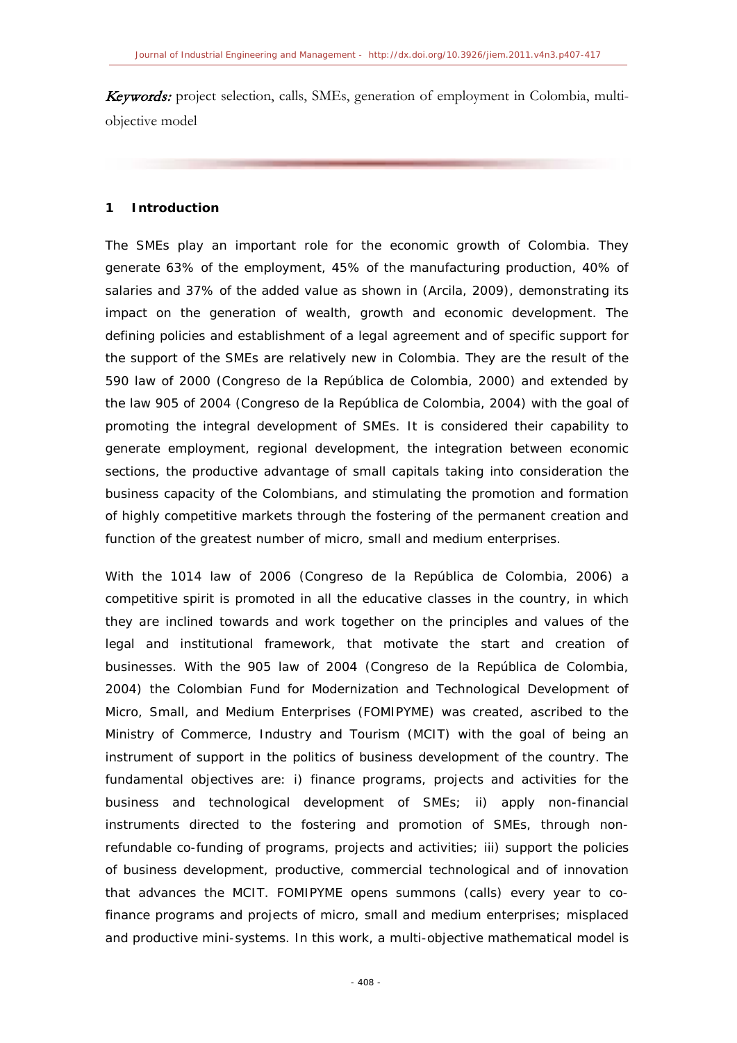*Keywords:* project selection, calls, SMEs, generation of employment in Colombia, multi-objective model

## 1 Introduction

The SMEs play an important role for the economic growth of Colombia. They generate 63% of the employment, 45% of the manufacturing production, 40% of salaries and 37% of the added value as shown in (Arcila, 2009), demonstrating its impact on the generation of wealth, growth and economic development. The defining policies and establishment of a legal agreement and of specific support for the support of the SMEs are relatively new in Colombia. They are the result of the 590 law of 2000 (Congreso de la República de Colombia, 2000) and extended by the law 905 of 2004 (Congreso de la República de Colombia, 2004) with the goal of promoting the integral development of SMEs. It is considered their capability to generate employment, regional development, the integration between economic sections, the productive advantage of small capitals taking into consideration the business capacity of the Colombians, and stimulating the promotion and formation of highly competitive markets through the fostering of the permanent creation and function of the greatest number of micro, small and medium enterprises.

With the 1014 law of 2006 (Congreso de la República de Colombia, 2006) a competitive spirit is promoted in all the educative classes in the country, in which they are inclined towards and work together on the principles and values of the legal and institutional framework, that motivate the start and creation of businesses. With the 905 law of 2004 (Congreso de la República de Colombia, 2004) the Colombian Fund for Modernization and Technological Development of Micro, Small, and Medium Enterprises (FOMIPYME) was created, ascribed to the Ministry of Commerce, Industry and Tourism (MCIT) with the goal of being an instrument of support in the politics of business development of the country. The fundamental objectives are: i) finance programs, projects and activities for the business and technological development of SMEs; ii) apply non-financial instruments directed to the fostering and promotion of SMEs, through non-refundable co-funding of programs, projects and activities; iii) support the policies of business development, productive, commercial technological and of innovation that advances the MCIT. FOMIPYME opens summons (calls) every year to co-finance programs and projects of micro, small and medium enterprises; misplaced and productive mini-systems. In this work, a multi-objective mathematical model is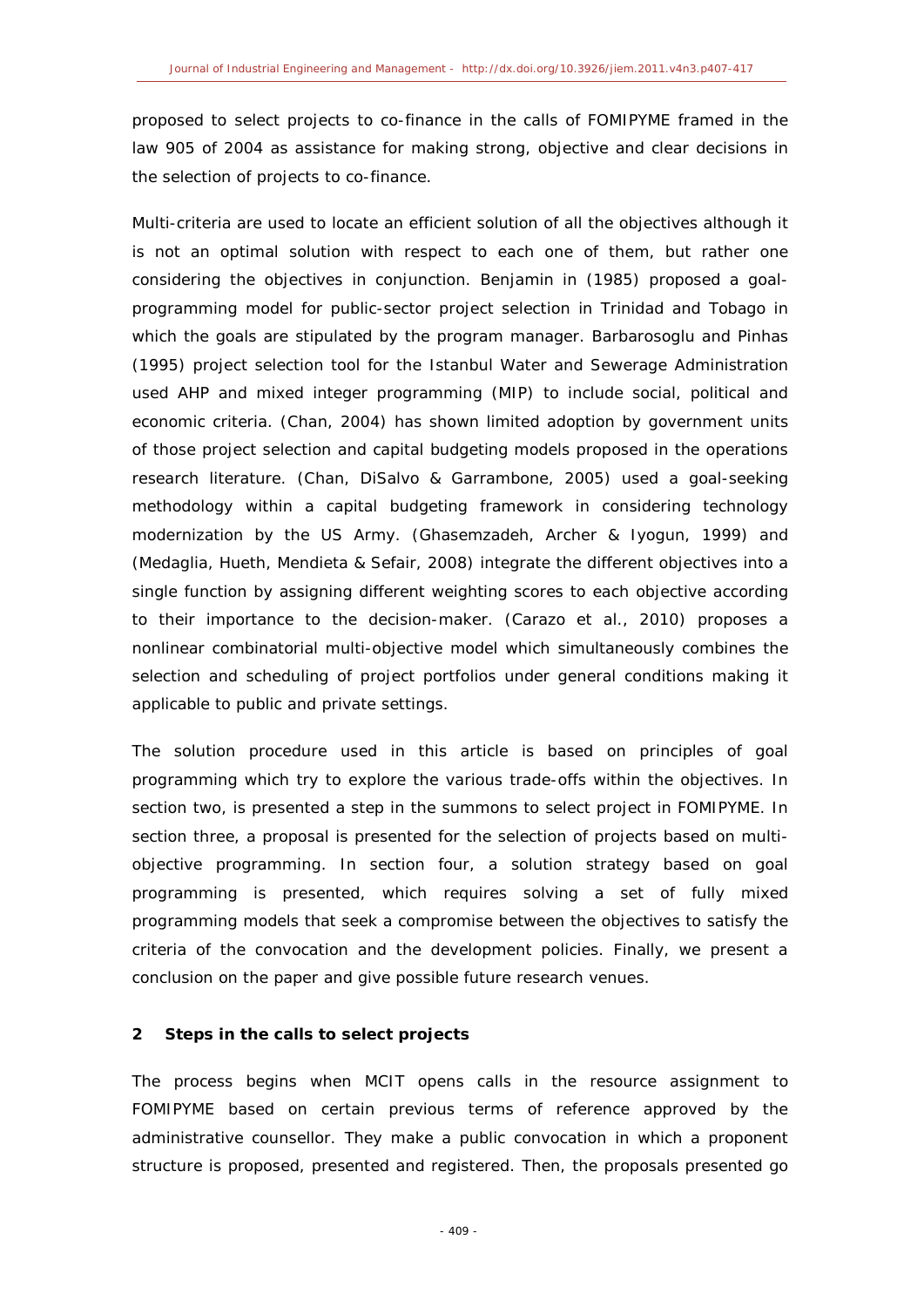proposed to select projects to co-finance in the calls of FOMIPYME framed in the law 905 of 2004 as assistance for making strong, objective and clear decisions in the selection of projects to co-finance.

Multi-criteria are used to locate an efficient solution of all the objectives although it is not an optimal solution with respect to each one of them, but rather one considering the objectives in conjunction. Benjamin in (1985) proposed a goal-programming model for public-sector project selection in Trinidad and Tobago in which the goals are stipulated by the program manager. Barbarosoglu and Pinhas (1995) project selection tool for the Istanbul Water and Sewerage Administration used AHP and mixed integer programming (MIP) to include social, political and economic criteria. (Chan, 2004) has shown limited adoption by government units of those project selection and capital budgeting models proposed in the operations research literature. (Chan, DiSalvo & Garrambone, 2005) used a goal-seeking methodology within a capital budgeting framework in considering technology modernization by the US Army. (Ghasemzadeh, Archer & Iyogun, 1999) and (Medaglia, Hueth, Mendieta & Sefair, 2008) integrate the different objectives into a single function by assigning different weighting scores to each objective according to their importance to the decision-maker. (Carazo et al., 2010) proposes a nonlinear combinatorial multi-objective model which simultaneously combines the selection and scheduling of project portfolios under general conditions making it applicable to public and private settings.

The solution procedure used in this article is based on principles of goal programming which try to explore the various trade-offs within the objectives. In section two, is presented a step in the summons to select project in FOMIPYME. In section three, a proposal is presented for the selection of projects based on multi-objective programming. In section four, a solution strategy based on goal programming is presented, which requires solving a set of fully mixed programming models that seek a compromise between the objectives to satisfy the criteria of the convocation and the development policies. Finally, we present a conclusion on the paper and give possible future research venues.

## 2 Steps in the calls to select projects

The process begins when MCIT opens calls in the resource assignment to FOMIPYME based on certain previous terms of reference approved by the administrative counsellor. They make a public convocation in which a proponent structure is proposed, presented and registered. Then, the proposals presented go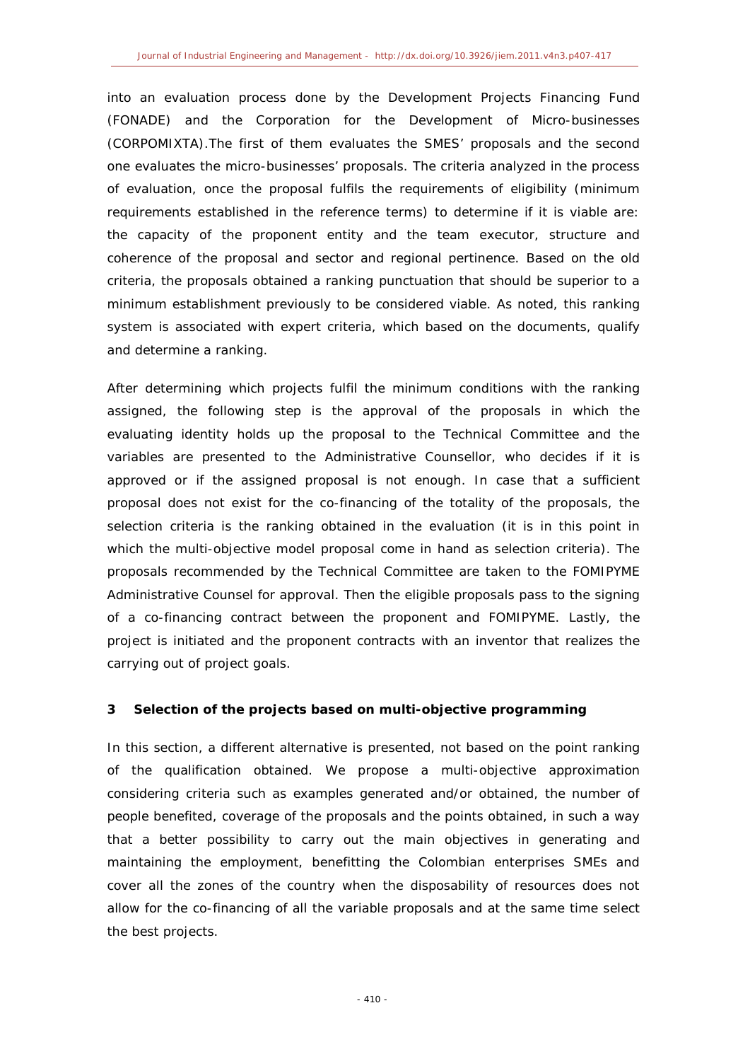into an evaluation process done by the Development Projects Financing Fund (FONADE) and the Corporation for the Development of Micro-businesses (CORPOMIXTA).The first of them evaluates the SMES' proposals and the second one evaluates the micro-businesses' proposals. The criteria analyzed in the process of evaluation, once the proposal fulfils the requirements of eligibility (minimum requirements established in the reference terms) to determine if it is viable are: the capacity of the proponent entity and the team executor, structure and coherence of the proposal and sector and regional pertinence. Based on the old criteria, the proposals obtained a ranking punctuation that should be superior to a minimum establishment previously to be considered viable. As noted, this ranking system is associated with expert criteria, which based on the documents, qualify and determine a ranking.

After determining which projects fulfil the minimum conditions with the ranking assigned, the following step is the approval of the proposals in which the evaluating identity holds up the proposal to the Technical Committee and the variables are presented to the Administrative Counsellor, who decides if it is approved or if the assigned proposal is not enough. In case that a sufficient proposal does not exist for the co-financing of the totality of the proposals, the selection criteria is the ranking obtained in the evaluation (it is in this point in which the multi-objective model proposal come in hand as selection criteria). The proposals recommended by the Technical Committee are taken to the FOMIPYME Administrative Counsel for approval. Then the eligible proposals pass to the signing of a co-financing contract between the proponent and FOMIPYME. Lastly, the project is initiated and the proponent contracts with an inventor that realizes the carrying out of project goals.

## 3 Selection of the projects based on multi-objective programming

In this section, a different alternative is presented, not based on the point ranking of the qualification obtained. We propose a multi-objective approximation considering criteria such as examples generated and/or obtained, the number of people benefited, coverage of the proposals and the points obtained, in such a way that a better possibility to carry out the main objectives in generating and maintaining the employment, benefitting the Colombian enterprises SMEs and cover all the zones of the country when the disposability of resources does not allow for the co-financing of all the variable proposals and at the same time select the best projects.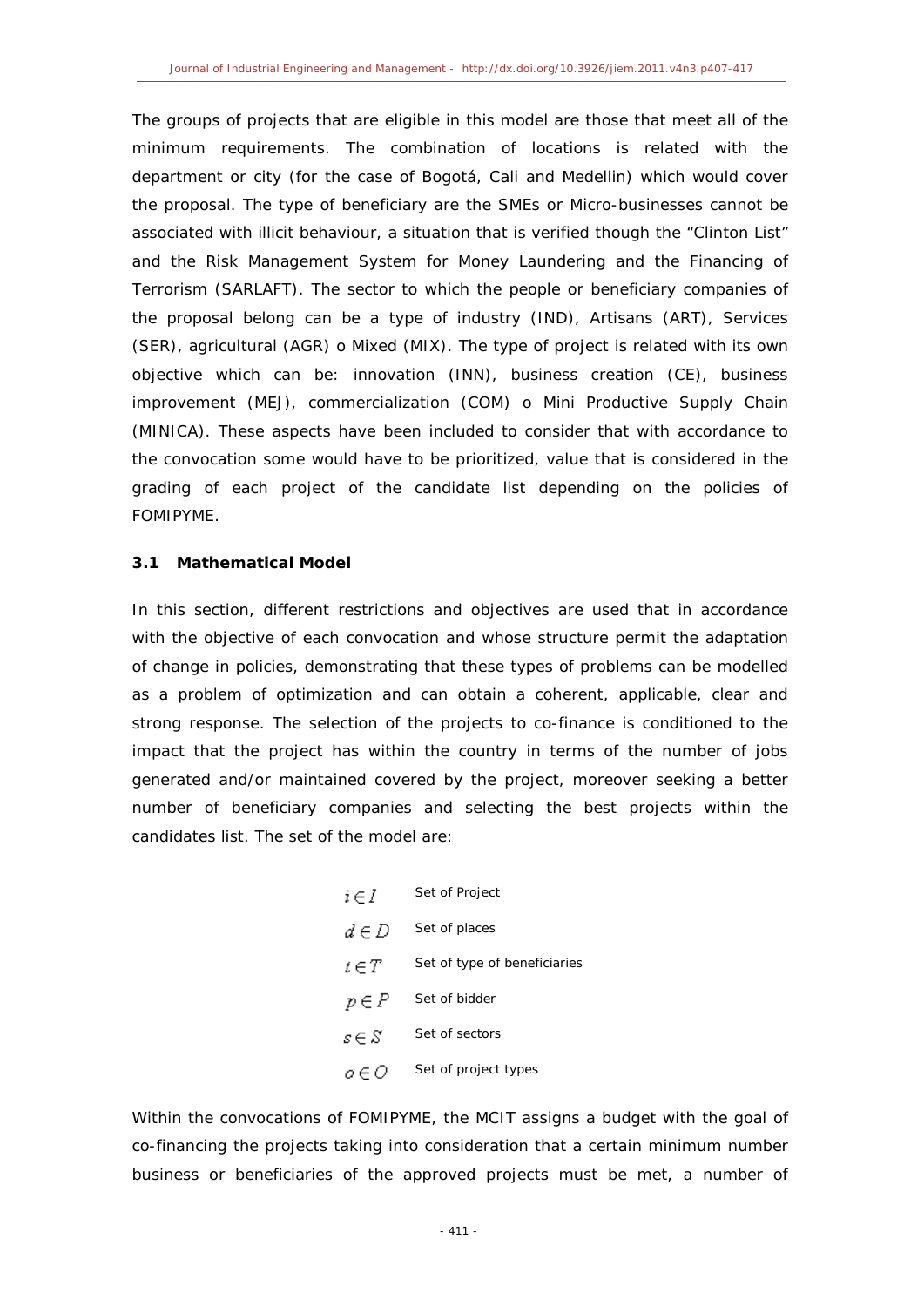The groups of projects that are eligible in this model are those that meet all of the minimum requirements. The combination of locations is related with the department or city (for the case of Bogotá, Cali and Medellin) which would cover the proposal. The type of beneficiary are the SMEs or Micro-businesses cannot be associated with illicit behaviour, a situation that is verified though the "Clinton List" and the Risk Management System for Money Laundering and the Financing of Terrorism (SARLAFT). The sector to which the people or beneficiary companies of the proposal belong can be a type of industry (IND), Artisans (ART), Services (SER), agricultural (AGR) o Mixed (MIX). The type of project is related with its own objective which can be: innovation (INN), business creation (CE), business improvement (MEJ), commercialization (COM) o Mini Productive Supply Chain (MINICA). These aspects have been included to consider that with accordance to the convocation some would have to be prioritized, value that is considered in the grading of each project of the candidate list depending on the policies of FOMIPYME.

### 3.1 Mathematical Model

In this section, different restrictions and objectives are used that in accordance with the objective of each convocation and whose structure permit the adaptation of change in policies, demonstrating that these types of problems can be modelled as a problem of optimization and can obtain a coherent, applicable, clear and strong response. The selection of the projects to co-finance is conditioned to the impact that the project has within the country in terms of the number of jobs generated and/or maintained covered by the project, moreover seeking a better number of beneficiary companies and selecting the best projects within the candidates list. The set of the model are:

| | |
|---|---|
| $i \in I$ | Set of Project |
| $d \in D$ | Set of places |
| $t \in T$ | Set of type of beneficiaries |
| $p \in P$ | Set of bidder |
| $s \in S$ | Set of sectors |
| $o \in O$ | Set of project types |

Within the convocations of FOMIPYME, the MCIT assigns a budget with the goal of co-financing the projects taking into consideration that a certain minimum number business or beneficiaries of the approved projects must be met, a number of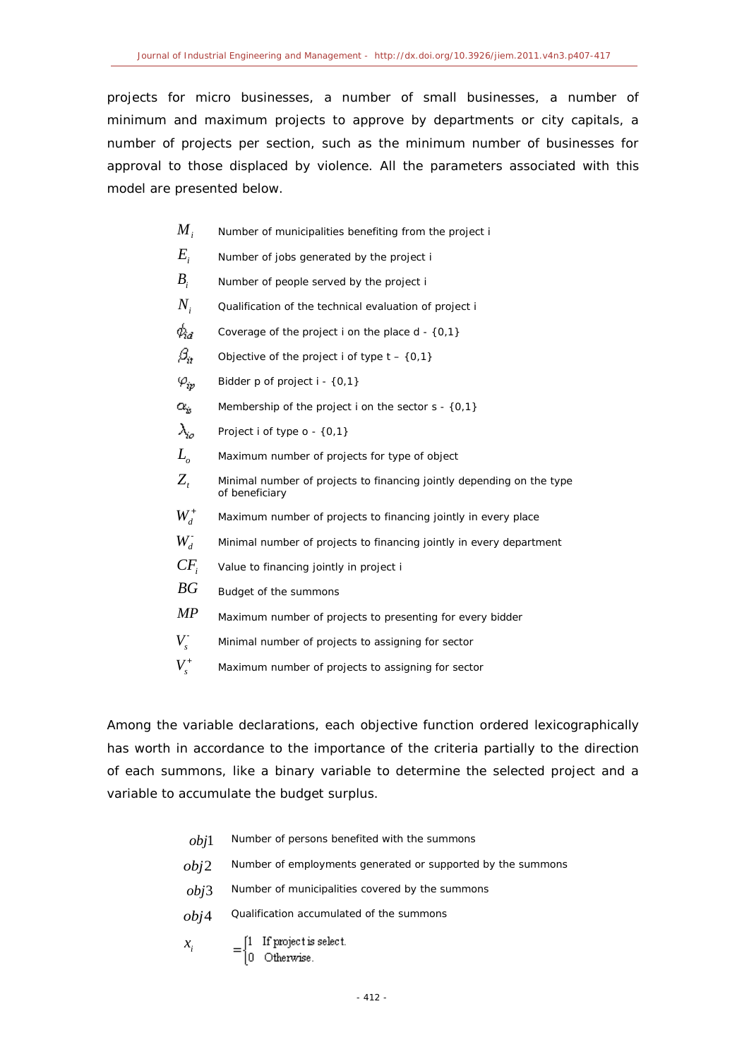projects for micro businesses, a number of small businesses, a number of minimum and maximum projects to approve by departments or city capitals, a number of projects per section, such as the minimum number of businesses for approval to those displaced by violence. All the parameters associated with this model are presented below.

| | |
|---|---|
| $M_i$ | Number of municipalities benefiting from the project i |
| $E_i$ | Number of jobs generated by the project i |
| $B_i$ | Number of people served by the project i |
| $N_i$ | Qualification of the technical evaluation of project i |
| $\phi_{id}$ | Coverage of the project i on the place d - {0,1} |
| $\beta_{it}$ | Objective of the project i of type t – {0,1} |
| $\varphi_{ip}$ | Bidder p of project i - {0,1} |
| $\alpha_{is}$ | Membership of the project i on the sector s - {0,1} |
| $\lambda_{io}$ | Project i of type o - {0,1} |
| $L_o$ | Maximum number of projects for type of object |
| $Z_t$ | Minimal number of projects to financing jointly depending on the type of beneficiary |
| $W_d^+$ | Maximum number of projects to financing jointly in every place |
| $W_d^-$ | Minimal number of projects to financing jointly in every department |
| $CF_i$ | Value to financing jointly in project i |
| $BG$ | Budget of the summons |
| $MP$ | Maximum number of projects to presenting for every bidder |
| $V_s^-$ | Minimal number of projects to assigning for sector |
| $V_s^+$ | Maximum number of projects to assigning for sector |

Among the variable declarations, each objective function ordered lexicographically has worth in accordance to the importance of the criteria partially to the direction of each summons, like a binary variable to determine the selected project and a variable to accumulate the budget surplus.

| | |
|---|---|
| $obj1$ | Number of persons benefited with the summons |
| $obj2$ | Number of employments generated or supported by the summons |
| $obj3$ | Number of municipalities covered by the summons |
| $obj4$ | Qualification accumulated of the summons |
| $x_i$ | $=\begin{cases}1 & \text{If project is select.}\\ 0 & \text{Otherwise.}\end{cases}$ |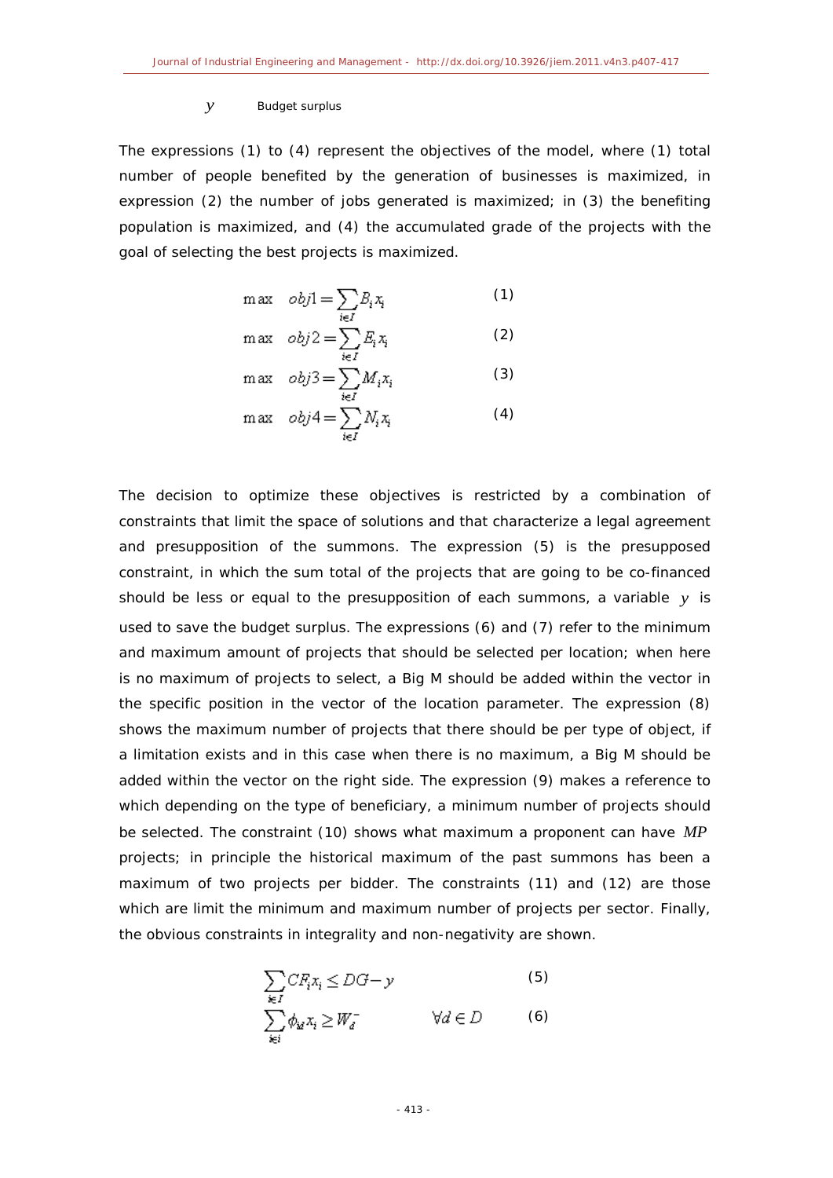| | |
|---|---|
| $y$ | Budget surplus |

The expressions (1) to (4) represent the objectives of the model, where (1) total number of people benefited by the generation of businesses is maximized, in expression (2) the number of jobs generated is maximized; in (3) the benefiting population is maximized, and (4) the accumulated grade of the projects with the goal of selecting the best projects is maximized.

$$\max \quad obj1 = \sum_{i \in I} B_i x_i \tag{1}$$

$$\max \quad obj2 = \sum_{i \in I} E_i x_i \tag{2}$$

$$\max \quad obj3 = \sum_{i \in I} M_i x_i \tag{3}$$

$$\max \quad obj4 = \sum_{i \in I} N_i x_i \tag{4}$$

The decision to optimize these objectives is restricted by a combination of constraints that limit the space of solutions and that characterize a legal agreement and presupposition of the summons. The expression (5) is the presupposed constraint, in which the sum total of the projects that are going to be co-financed should be less or equal to the presupposition of each summons, a variable $y$ is used to save the budget surplus. The expressions (6) and (7) refer to the minimum and maximum amount of projects that should be selected per location; when here is no maximum of projects to select, a Big M should be added within the vector in the specific position in the vector of the location parameter. The expression (8) shows the maximum number of projects that there should be per type of object, if a limitation exists and in this case when there is no maximum, a Big M should be added within the vector on the right side. The expression (9) makes a reference to which depending on the type of beneficiary, a minimum number of projects should be selected. The constraint (10) shows what maximum a proponent can have $MP$ projects; in principle the historical maximum of the past summons has been a maximum of two projects per bidder. The constraints (11) and (12) are those which are limit the minimum and maximum number of projects per sector. Finally, the obvious constraints in integrality and non-negativity are shown.

$$\sum_{i \in I} CF_i x_i \leq DG - y \tag{5}$$

$$\sum_{i \in i} \phi_{id} x_i \geq W_d^- \qquad \forall d \in D \tag{6}$$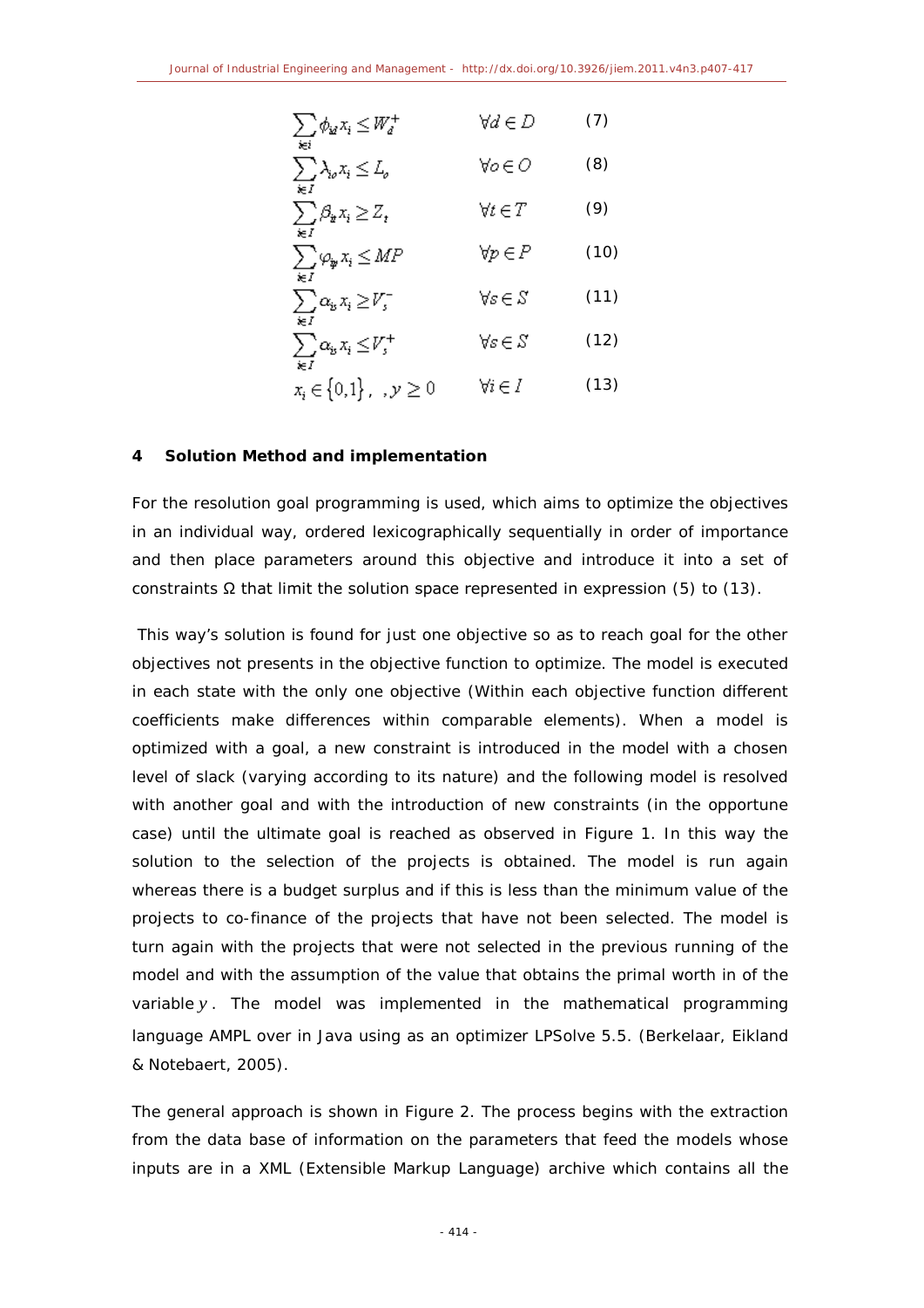$$\sum_{i \in i} \phi_{id} x_i \leq W_d^+ \qquad \forall d \in D \qquad (7)$$

$$\sum_{i \in I} \lambda_{io} x_i \leq L_o \qquad \forall o \in O \qquad (8)$$

$$\sum_{i \in I} \beta_{it} x_i \geq Z_t \qquad \forall t \in T \qquad (9)$$

$$\sum_{i \in I} \varphi_{ip} x_i \leq MP \qquad \forall p \in P \qquad (10)$$

$$\sum_{i \in I} \alpha_{is} x_i \geq V_s^- \qquad \forall s \in S \qquad (11)$$

$$\sum_{i \in I} \alpha_{is} x_i \leq V_s^+ \qquad \forall s \in S \qquad (12)$$

$$x_i \in \{0,1\}, \ ,y \geq 0 \qquad \forall i \in I \qquad (13)$$

## 4 Solution Method and implementation

For the resolution goal programming is used, which aims to optimize the objectives in an individual way, ordered lexicographically sequentially in order of importance and then place parameters around this objective and introduce it into a set of constraints Ω that limit the solution space represented in expression (5) to (13).

This way's solution is found for just one objective so as to reach goal for the other objectives not presents in the objective function to optimize. The model is executed in each state with the only one objective (Within each objective function different coefficients make differences within comparable elements). When a model is optimized with a goal, a new constraint is introduced in the model with a chosen level of slack (varying according to its nature) and the following model is resolved with another goal and with the introduction of new constraints (in the opportune case) until the ultimate goal is reached as observed in Figure 1. In this way the solution to the selection of the projects is obtained. The model is run again whereas there is a budget surplus and if this is less than the minimum value of the projects to co-finance of the projects that have not been selected. The model is turn again with the projects that were not selected in the previous running of the model and with the assumption of the value that obtains the primal worth in of the variable $y$. The model was implemented in the mathematical programming language AMPL over in Java using as an optimizer LPSolve 5.5. (Berkelaar, Eikland & Notebaert, 2005).

The general approach is shown in Figure 2. The process begins with the extraction from the data base of information on the parameters that feed the models whose inputs are in a XML (Extensible Markup Language) archive which contains all the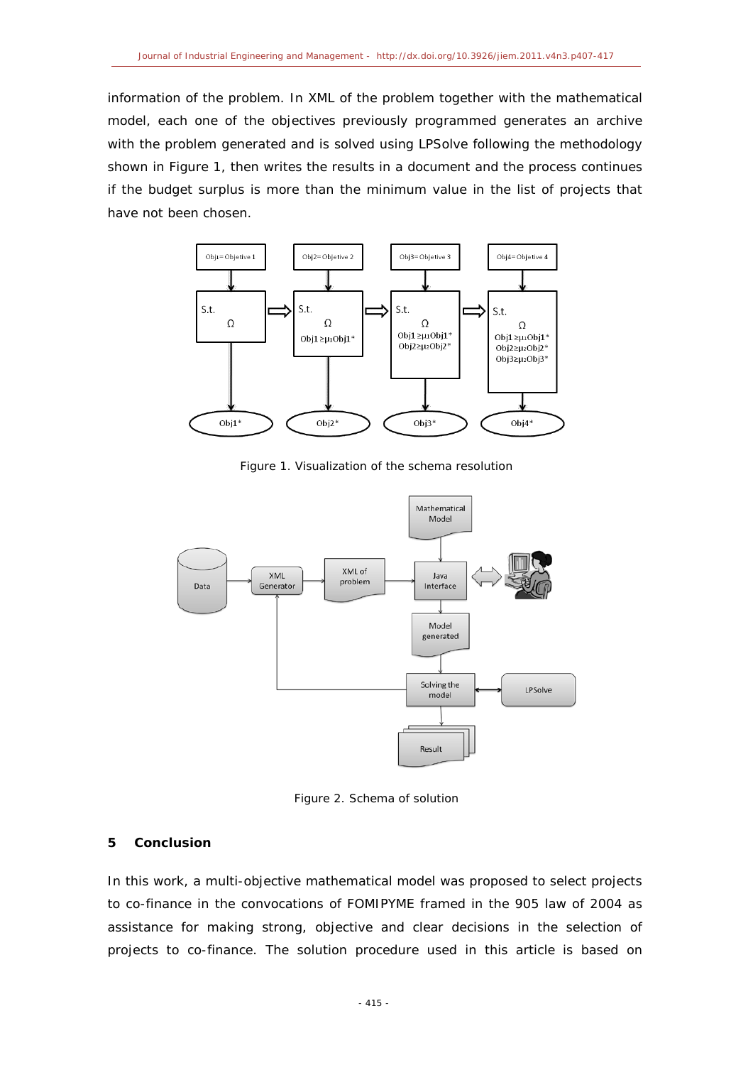information of the problem. In XML of the problem together with the mathematical model, each one of the objectives previously programmed generates an archive with the problem generated and is solved using LPSolve following the methodology shown in Figure 1, then writes the results in a document and the process continues if the budget surplus is more than the minimum value in the list of projects that have not been chosen.

Figure 1. Visualization of the schema resolution

Figure 2. Schema of solution

## 5 Conclusion

In this work, a multi-objective mathematical model was proposed to select projects to co-finance in the convocations of FOMIPYME framed in the 905 law of 2004 as assistance for making strong, objective and clear decisions in the selection of projects to co-finance. The solution procedure used in this article is based on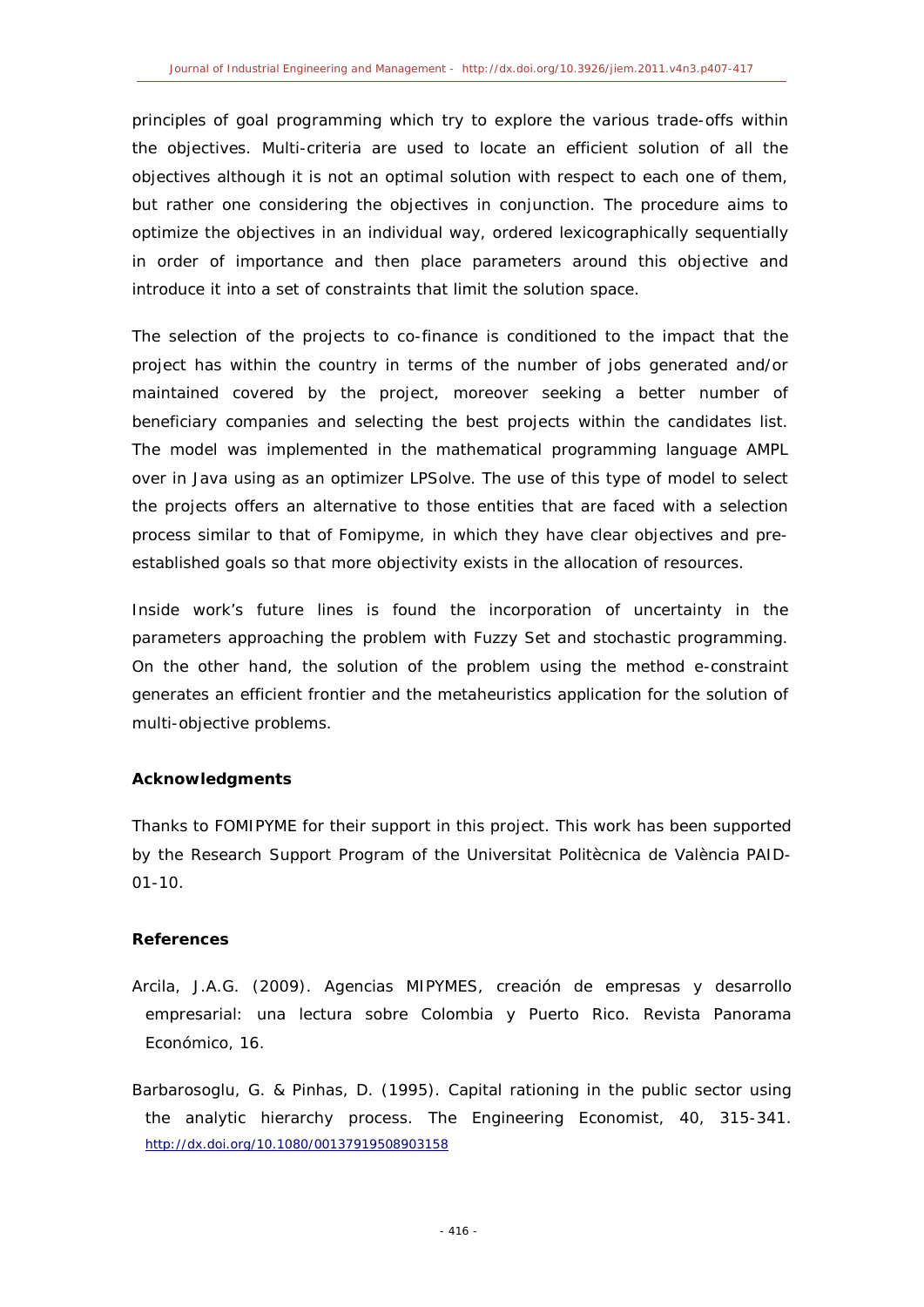principles of goal programming which try to explore the various trade-offs within the objectives. Multi-criteria are used to locate an efficient solution of all the objectives although it is not an optimal solution with respect to each one of them, but rather one considering the objectives in conjunction. The procedure aims to optimize the objectives in an individual way, ordered lexicographically sequentially in order of importance and then place parameters around this objective and introduce it into a set of constraints that limit the solution space.

The selection of the projects to co-finance is conditioned to the impact that the project has within the country in terms of the number of jobs generated and/or maintained covered by the project, moreover seeking a better number of beneficiary companies and selecting the best projects within the candidates list. The model was implemented in the mathematical programming language AMPL over in Java using as an optimizer LPSolve. The use of this type of model to select the projects offers an alternative to those entities that are faced with a selection process similar to that of Fomipyme, in which they have clear objectives and pre-established goals so that more objectivity exists in the allocation of resources.

Inside work's future lines is found the incorporation of uncertainty in the parameters approaching the problem with Fuzzy Set and stochastic programming. On the other hand, the solution of the problem using the method e-constraint generates an efficient frontier and the metaheuristics application for the solution of multi-objective problems.

**Acknowledgments**

Thanks to FOMIPYME for their support in this project. This work has been supported by the Research Support Program of the Universitat Politècnica de València PAID-01-10.

**References**

Arcila, J.A.G. (2009). Agencias MIPYMES, creación de empresas y desarrollo empresarial: una lectura sobre Colombia y Puerto Rico. Revista Panorama Económico, 16.

Barbarosoglu, G. & Pinhas, D. (1995). Capital rationing in the public sector using the analytic hierarchy process. The Engineering Economist, 40, 315-341. http://dx.doi.org/10.1080/00137919508903158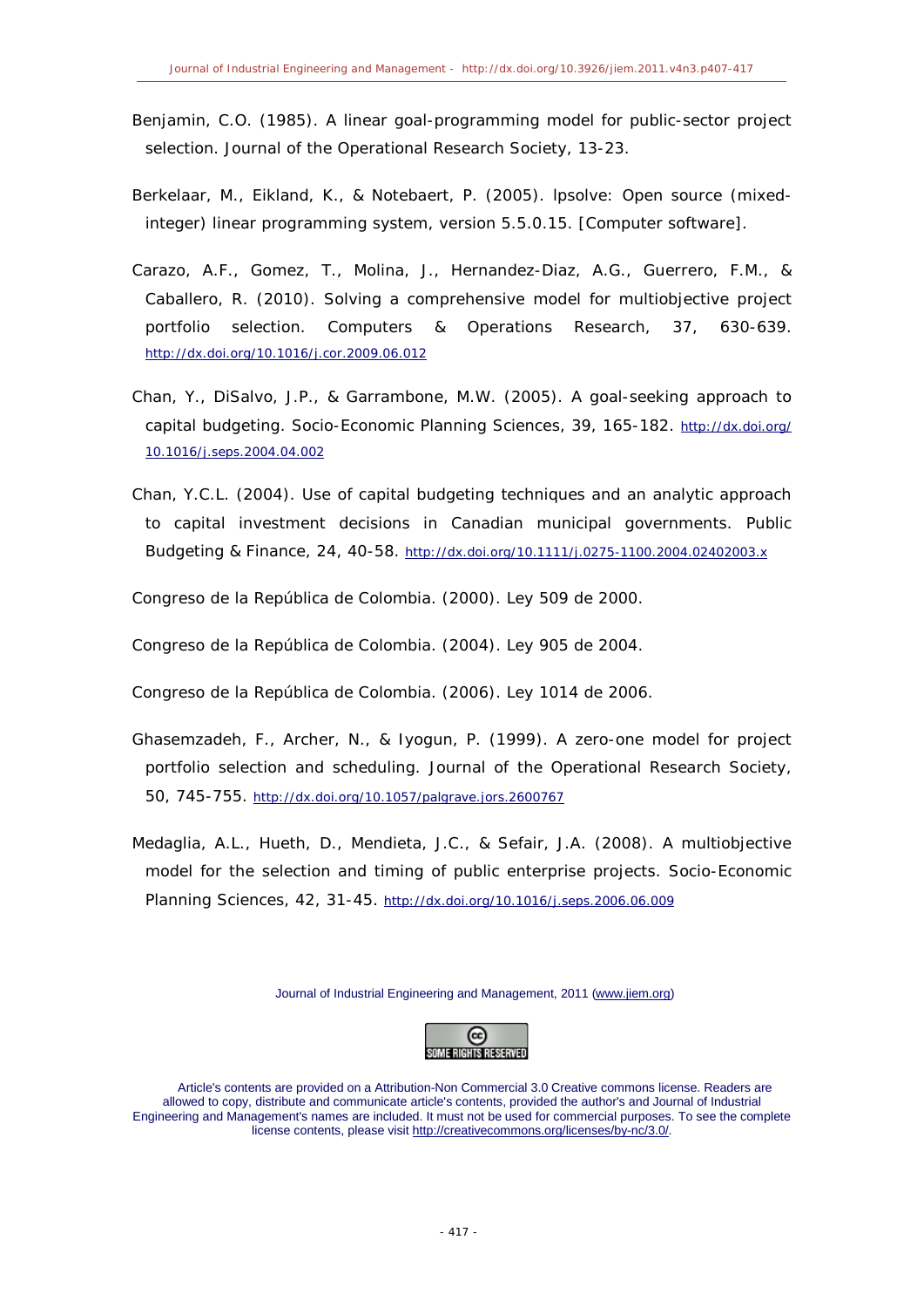Benjamin, C.O. (1985). A linear goal-programming model for public-sector project selection. Journal of the Operational Research Society, 13-23.

Berkelaar, M., Eikland, K., & Notebaert, P. (2005). lpsolve: Open source (mixed-integer) linear programming system, version 5.5.0.15. [Computer software].

Carazo, A.F., Gomez, T., Molina, J., Hernandez-Diaz, A.G., Guerrero, F.M., & Caballero, R. (2010). Solving a comprehensive model for multiobjective project portfolio selection. Computers & Operations Research, 37, 630-639. http://dx.doi.org/10.1016/j.cor.2009.06.012

Chan, Y., DiSalvo, J.P., & Garrambone, M.W. (2005). A goal-seeking approach to capital budgeting. Socio-Economic Planning Sciences, 39, 165-182. http://dx.doi.org/10.1016/j.seps.2004.04.002

Chan, Y.C.L. (2004). Use of capital budgeting techniques and an analytic approach to capital investment decisions in Canadian municipal governments. Public Budgeting & Finance, 24, 40-58. http://dx.doi.org/10.1111/j.0275-1100.2004.02402003.x

Congreso de la República de Colombia. (2000). Ley 509 de 2000.

Congreso de la República de Colombia. (2004). Ley 905 de 2004.

Congreso de la República de Colombia. (2006). Ley 1014 de 2006.

Ghasemzadeh, F., Archer, N., & Iyogun, P. (1999). A zero-one model for project portfolio selection and scheduling. Journal of the Operational Research Society, 50, 745-755. http://dx.doi.org/10.1057/palgrave.jors.2600767

Medaglia, A.L., Hueth, D., Mendieta, J.C., & Sefair, J.A. (2008). A multiobjective model for the selection and timing of public enterprise projects. Socio-Economic Planning Sciences, 42, 31-45. http://dx.doi.org/10.1016/j.seps.2006.06.009

Journal of Industrial Engineering and Management, 2011 (www.jiem.org)

Article's contents are provided on a Attribution-Non Commercial 3.0 Creative commons license. Readers are allowed to copy, distribute and communicate article's contents, provided the author's and Journal of Industrial Engineering and Management's names are included. It must not be used for commercial purposes. To see the complete license contents, please visit http://creativecommons.org/licenses/by-nc/3.0/.